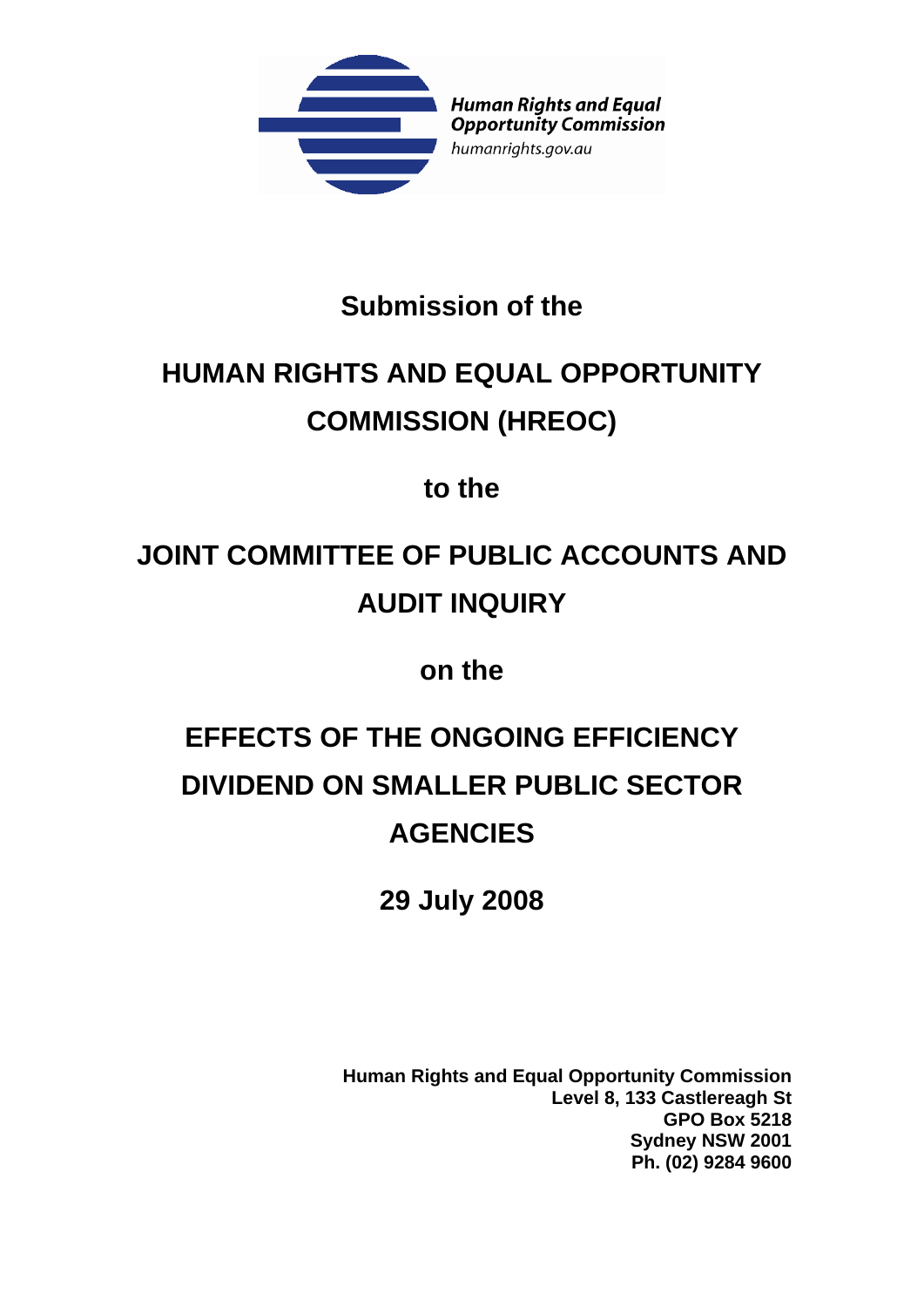Human Rights and Equal Opportunity Commission
humanrights.gov.au

# Submission of the

# HUMAN RIGHTS AND EQUAL OPPORTUNITY COMMISSION (HREOC)

# to the

# JOINT COMMITTEE OF PUBLIC ACCOUNTS AND AUDIT INQUIRY

# on the

# EFFECTS OF THE ONGOING EFFICIENCY DIVIDEND ON SMALLER PUBLIC SECTOR AGENCIES

**29 July 2008**

**Human Rights and Equal Opportunity Commission**
**Level 8, 133 Castlereagh St**
**GPO Box 5218**
**Sydney NSW 2001**
**Ph. (02) 9284 9600**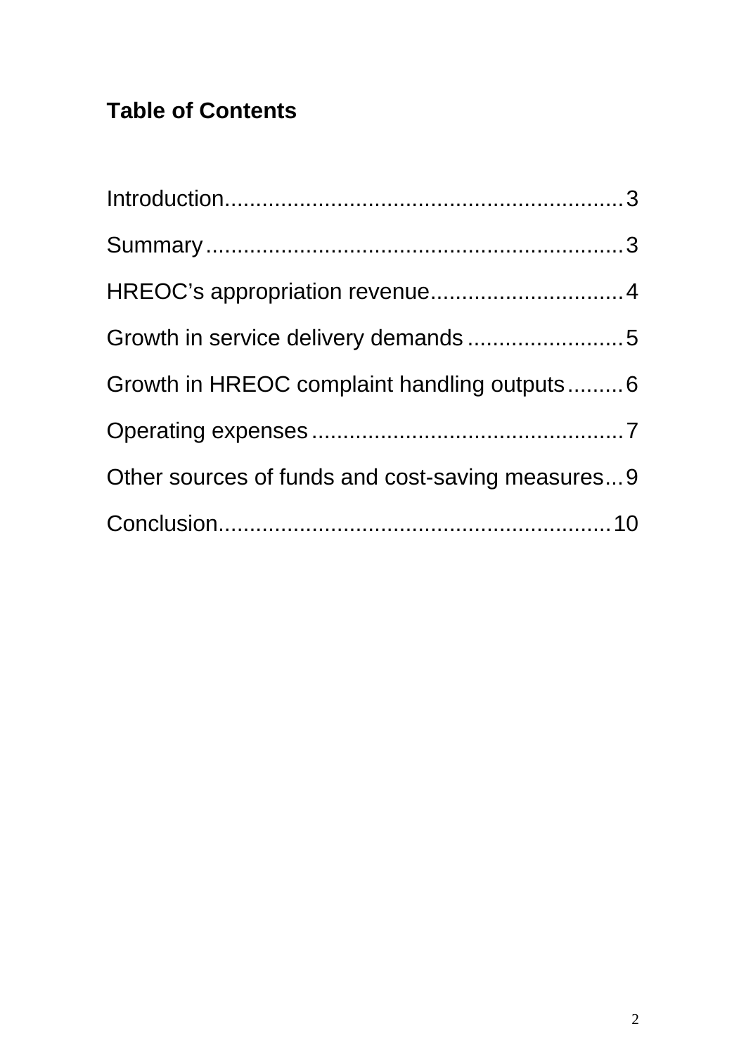## Table of Contents

Introduction................................................................3

Summary...................................................................3

HREOC's appropriation revenue...............................4

Growth in service delivery demands.........................5

Growth in HREOC complaint handling outputs.........6

Operating expenses..................................................7

Other sources of funds and cost-saving measures...9

Conclusion...............................................................10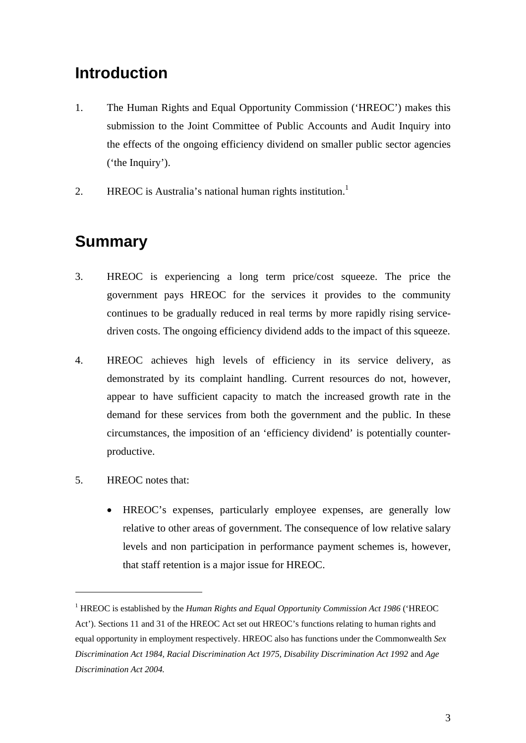## Introduction

1. The Human Rights and Equal Opportunity Commission ('HREOC') makes this submission to the Joint Committee of Public Accounts and Audit Inquiry into the effects of the ongoing efficiency dividend on smaller public sector agencies ('the Inquiry').

2. HREOC is Australia's national human rights institution.[1]

## Summary

3. HREOC is experiencing a long term price/cost squeeze. The price the government pays HREOC for the services it provides to the community continues to be gradually reduced in real terms by more rapidly rising service-driven costs. The ongoing efficiency dividend adds to the impact of this squeeze.

4. HREOC achieves high levels of efficiency in its service delivery, as demonstrated by its complaint handling. Current resources do not, however, appear to have sufficient capacity to match the increased growth rate in the demand for these services from both the government and the public. In these circumstances, the imposition of an 'efficiency dividend' is potentially counter-productive.

5. HREOC notes that:

   - HREOC's expenses, particularly employee expenses, are generally low relative to other areas of government. The consequence of low relative salary levels and non participation in performance payment schemes is, however, that staff retention is a major issue for HREOC.

---

[1] HREOC is established by the *Human Rights and Equal Opportunity Commission Act 1986* ('HREOC Act'). Sections 11 and 31 of the HREOC Act set out HREOC's functions relating to human rights and equal opportunity in employment respectively. HREOC also has functions under the Commonwealth *Sex Discrimination Act 1984, Racial Discrimination Act 1975, Disability Discrimination Act 1992* and *Age Discrimination Act 2004.*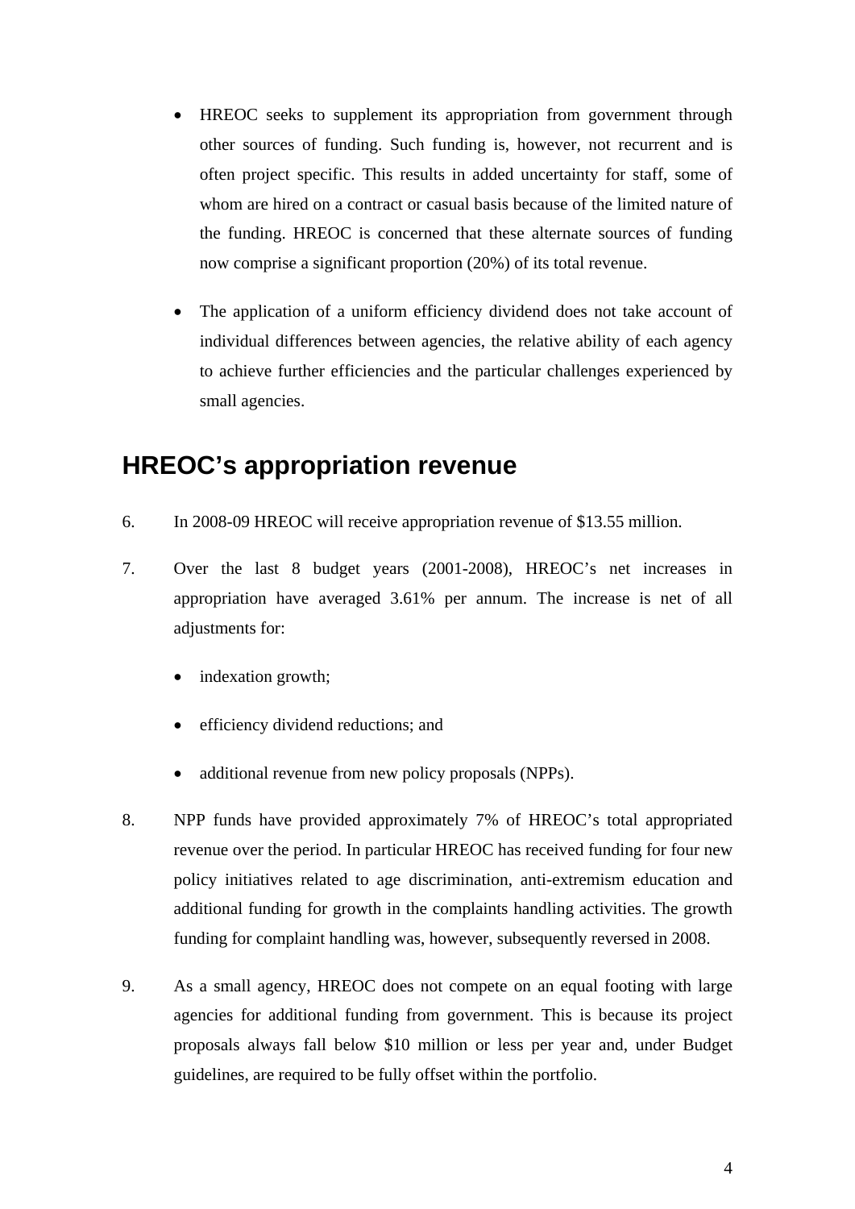- HREOC seeks to supplement its appropriation from government through other sources of funding. Such funding is, however, not recurrent and is often project specific. This results in added uncertainty for staff, some of whom are hired on a contract or casual basis because of the limited nature of the funding. HREOC is concerned that these alternate sources of funding now comprise a significant proportion (20%) of its total revenue.

- The application of a uniform efficiency dividend does not take account of individual differences between agencies, the relative ability of each agency to achieve further efficiencies and the particular challenges experienced by small agencies.

## HREOC's appropriation revenue

6. In 2008-09 HREOC will receive appropriation revenue of $13.55 million.

7. Over the last 8 budget years (2001-2008), HREOC's net increases in appropriation have averaged 3.61% per annum. The increase is net of all adjustments for:

   - indexation growth;
   - efficiency dividend reductions; and
   - additional revenue from new policy proposals (NPPs).

8. NPP funds have provided approximately 7% of HREOC's total appropriated revenue over the period. In particular HREOC has received funding for four new policy initiatives related to age discrimination, anti-extremism education and additional funding for growth in the complaints handling activities. The growth funding for complaint handling was, however, subsequently reversed in 2008.

9. As a small agency, HREOC does not compete on an equal footing with large agencies for additional funding from government. This is because its project proposals always fall below $10 million or less per year and, under Budget guidelines, are required to be fully offset within the portfolio.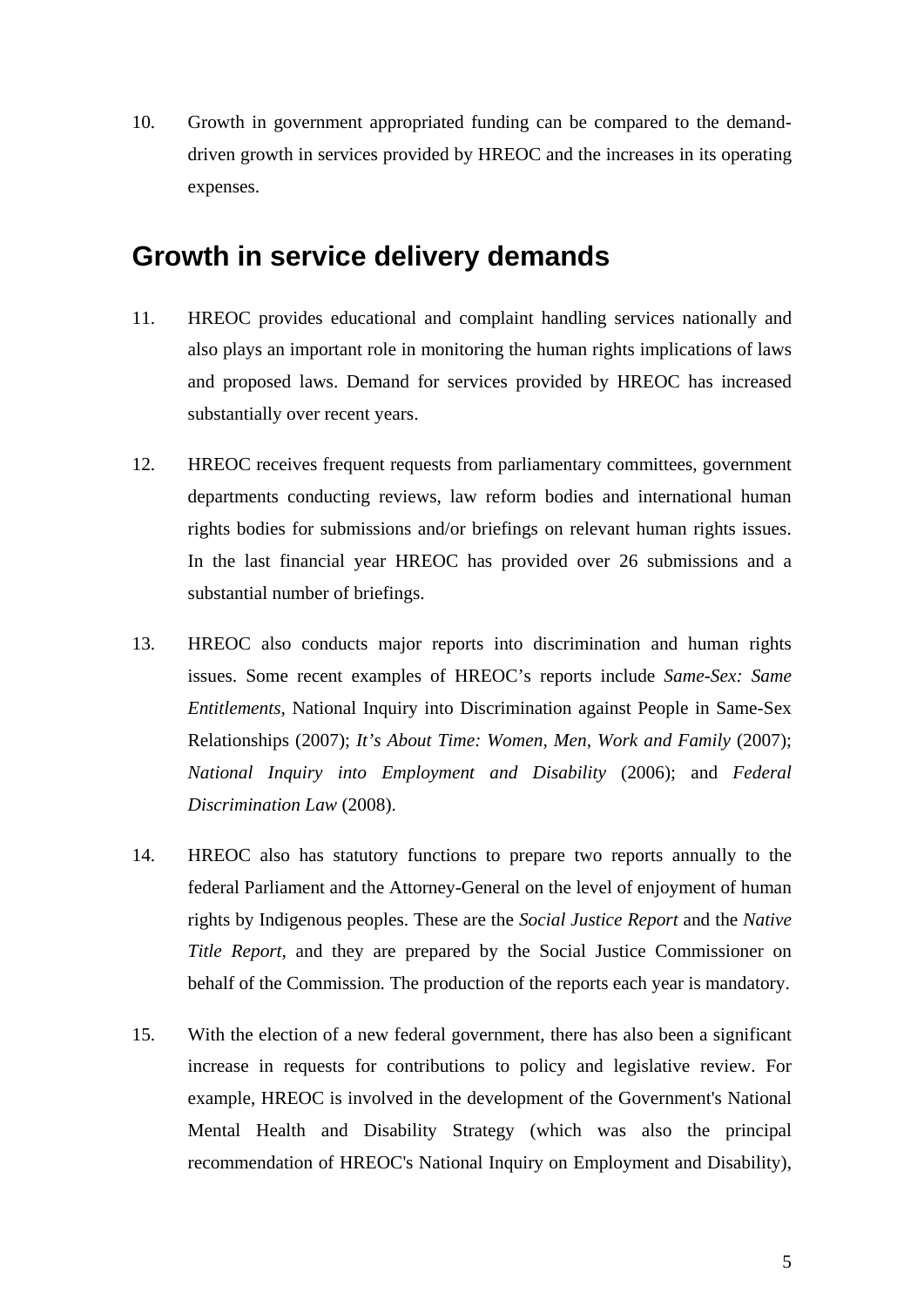10. Growth in government appropriated funding can be compared to the demand-driven growth in services provided by HREOC and the increases in its operating expenses.

## Growth in service delivery demands

11. HREOC provides educational and complaint handling services nationally and also plays an important role in monitoring the human rights implications of laws and proposed laws. Demand for services provided by HREOC has increased substantially over recent years.

12. HREOC receives frequent requests from parliamentary committees, government departments conducting reviews, law reform bodies and international human rights bodies for submissions and/or briefings on relevant human rights issues. In the last financial year HREOC has provided over 26 submissions and a substantial number of briefings.

13. HREOC also conducts major reports into discrimination and human rights issues. Some recent examples of HREOC's reports include *Same-Sex: Same Entitlements*, National Inquiry into Discrimination against People in Same-Sex Relationships (2007); *It's About Time: Women, Men, Work and Family* (2007); *National Inquiry into Employment and Disability* (2006); and *Federal Discrimination Law* (2008).

14. HREOC also has statutory functions to prepare two reports annually to the federal Parliament and the Attorney-General on the level of enjoyment of human rights by Indigenous peoples. These are the *Social Justice Report* and the *Native Title Report*, and they are prepared by the Social Justice Commissioner on behalf of the Commission. The production of the reports each year is mandatory.

15. With the election of a new federal government, there has also been a significant increase in requests for contributions to policy and legislative review. For example, HREOC is involved in the development of the Government's National Mental Health and Disability Strategy (which was also the principal recommendation of HREOC's National Inquiry on Employment and Disability),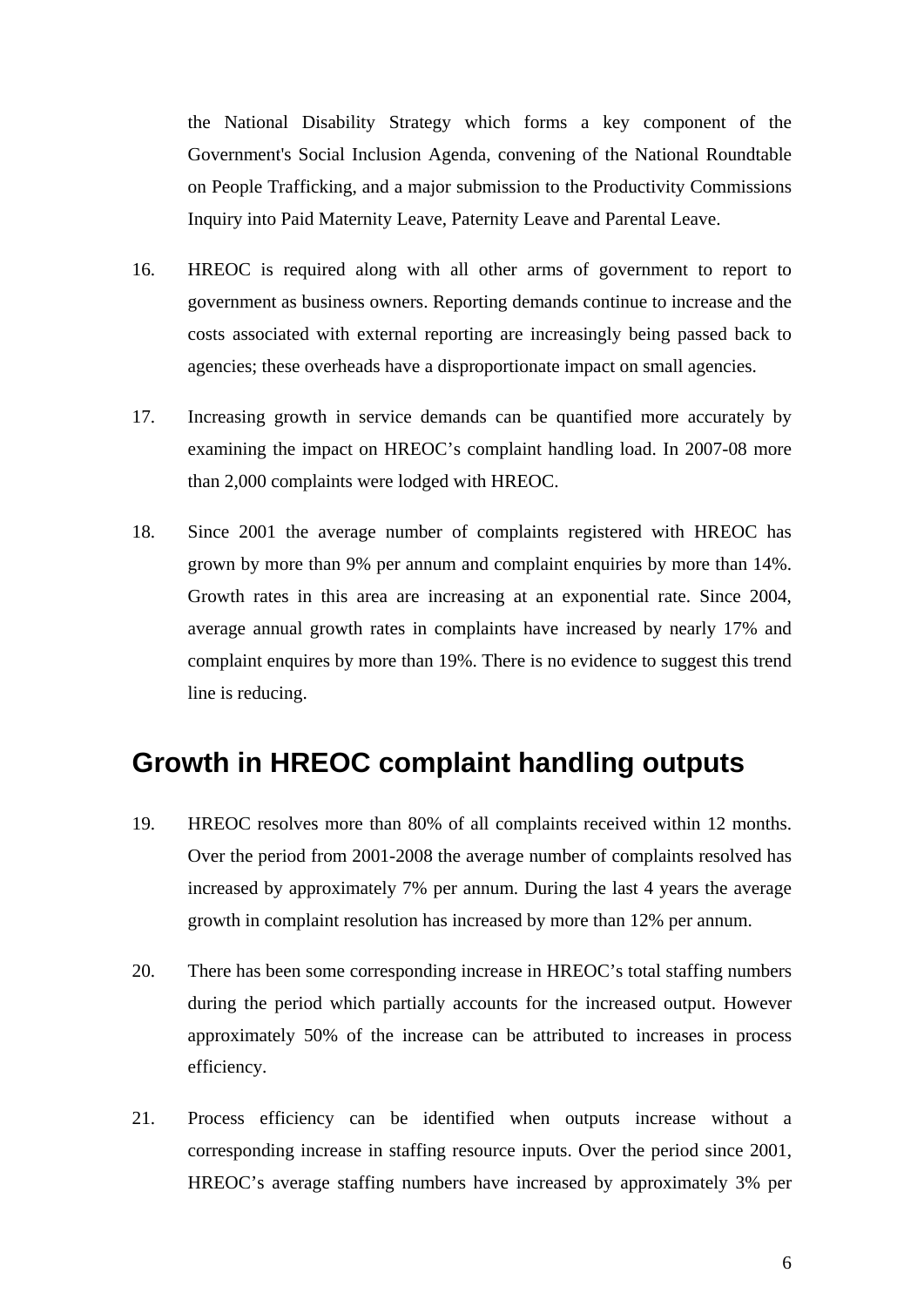the National Disability Strategy which forms a key component of the Government's Social Inclusion Agenda, convening of the National Roundtable on People Trafficking, and a major submission to the Productivity Commissions Inquiry into Paid Maternity Leave, Paternity Leave and Parental Leave.

16. HREOC is required along with all other arms of government to report to government as business owners. Reporting demands continue to increase and the costs associated with external reporting are increasingly being passed back to agencies; these overheads have a disproportionate impact on small agencies.

17. Increasing growth in service demands can be quantified more accurately by examining the impact on HREOC's complaint handling load. In 2007-08 more than 2,000 complaints were lodged with HREOC.

18. Since 2001 the average number of complaints registered with HREOC has grown by more than 9% per annum and complaint enquiries by more than 14%. Growth rates in this area are increasing at an exponential rate. Since 2004, average annual growth rates in complaints have increased by nearly 17% and complaint enquires by more than 19%. There is no evidence to suggest this trend line is reducing.

## Growth in HREOC complaint handling outputs

19. HREOC resolves more than 80% of all complaints received within 12 months. Over the period from 2001-2008 the average number of complaints resolved has increased by approximately 7% per annum. During the last 4 years the average growth in complaint resolution has increased by more than 12% per annum.

20. There has been some corresponding increase in HREOC's total staffing numbers during the period which partially accounts for the increased output. However approximately 50% of the increase can be attributed to increases in process efficiency.

21. Process efficiency can be identified when outputs increase without a corresponding increase in staffing resource inputs. Over the period since 2001, HREOC's average staffing numbers have increased by approximately 3% per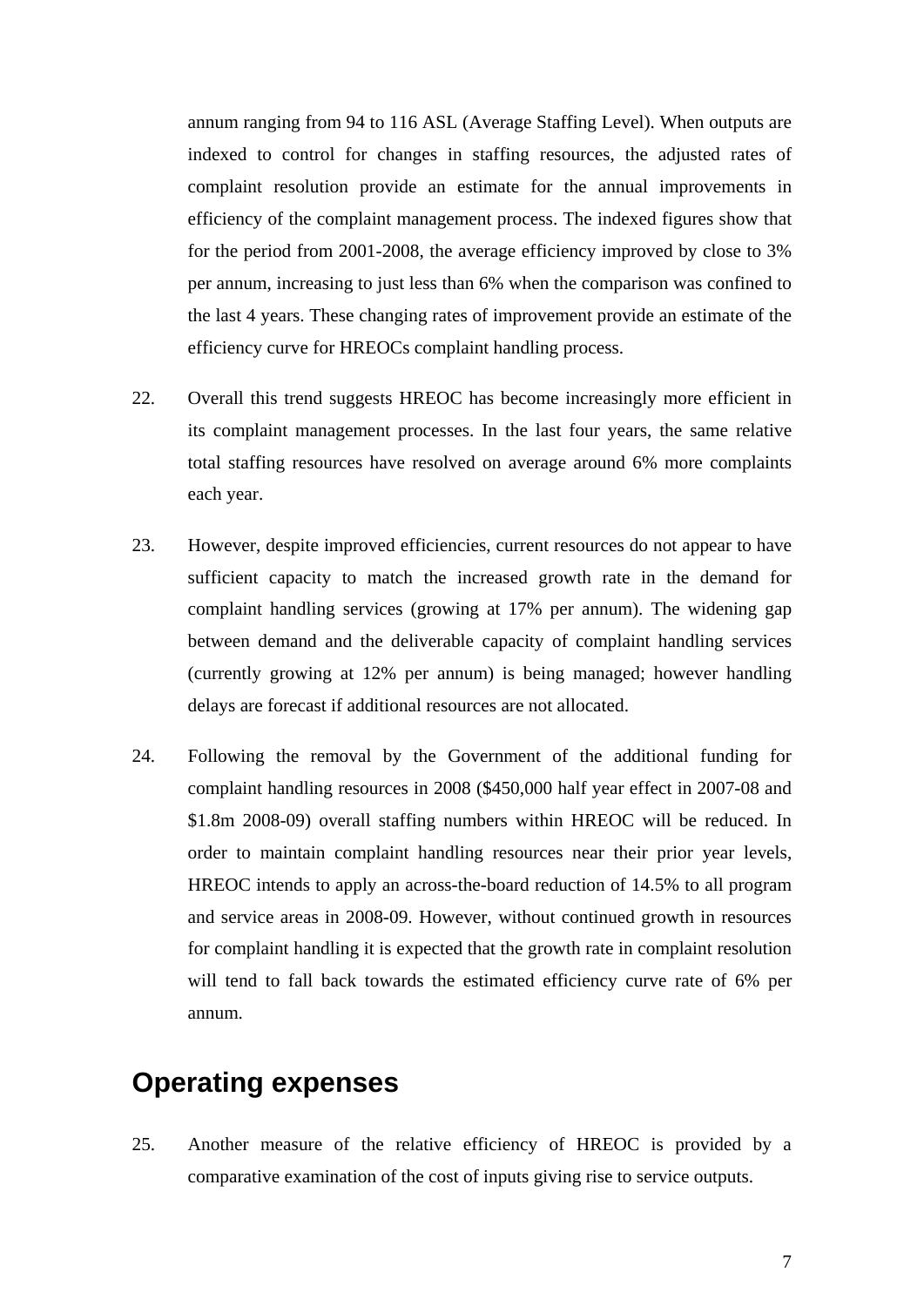annum ranging from 94 to 116 ASL (Average Staffing Level). When outputs are indexed to control for changes in staffing resources, the adjusted rates of complaint resolution provide an estimate for the annual improvements in efficiency of the complaint management process. The indexed figures show that for the period from 2001-2008, the average efficiency improved by close to 3% per annum, increasing to just less than 6% when the comparison was confined to the last 4 years. These changing rates of improvement provide an estimate of the efficiency curve for HREOCs complaint handling process.

22. Overall this trend suggests HREOC has become increasingly more efficient in its complaint management processes. In the last four years, the same relative total staffing resources have resolved on average around 6% more complaints each year.

23. However, despite improved efficiencies, current resources do not appear to have sufficient capacity to match the increased growth rate in the demand for complaint handling services (growing at 17% per annum). The widening gap between demand and the deliverable capacity of complaint handling services (currently growing at 12% per annum) is being managed; however handling delays are forecast if additional resources are not allocated.

24. Following the removal by the Government of the additional funding for complaint handling resources in 2008 ($450,000 half year effect in 2007-08 and $1.8m 2008-09) overall staffing numbers within HREOC will be reduced. In order to maintain complaint handling resources near their prior year levels, HREOC intends to apply an across-the-board reduction of 14.5% to all program and service areas in 2008-09. However, without continued growth in resources for complaint handling it is expected that the growth rate in complaint resolution will tend to fall back towards the estimated efficiency curve rate of 6% per annum.

## Operating expenses

25. Another measure of the relative efficiency of HREOC is provided by a comparative examination of the cost of inputs giving rise to service outputs.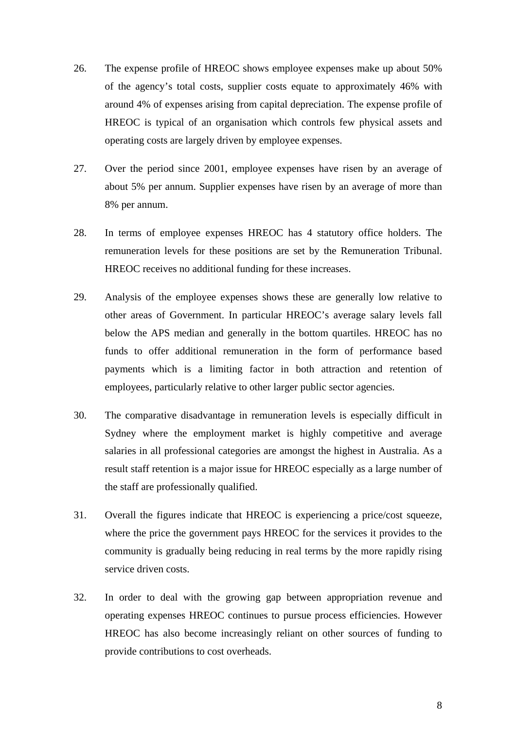26. The expense profile of HREOC shows employee expenses make up about 50% of the agency's total costs, supplier costs equate to approximately 46% with around 4% of expenses arising from capital depreciation. The expense profile of HREOC is typical of an organisation which controls few physical assets and operating costs are largely driven by employee expenses.

27. Over the period since 2001, employee expenses have risen by an average of about 5% per annum. Supplier expenses have risen by an average of more than 8% per annum.

28. In terms of employee expenses HREOC has 4 statutory office holders. The remuneration levels for these positions are set by the Remuneration Tribunal. HREOC receives no additional funding for these increases.

29. Analysis of the employee expenses shows these are generally low relative to other areas of Government. In particular HREOC's average salary levels fall below the APS median and generally in the bottom quartiles. HREOC has no funds to offer additional remuneration in the form of performance based payments which is a limiting factor in both attraction and retention of employees, particularly relative to other larger public sector agencies.

30. The comparative disadvantage in remuneration levels is especially difficult in Sydney where the employment market is highly competitive and average salaries in all professional categories are amongst the highest in Australia. As a result staff retention is a major issue for HREOC especially as a large number of the staff are professionally qualified.

31. Overall the figures indicate that HREOC is experiencing a price/cost squeeze, where the price the government pays HREOC for the services it provides to the community is gradually being reducing in real terms by the more rapidly rising service driven costs.

32. In order to deal with the growing gap between appropriation revenue and operating expenses HREOC continues to pursue process efficiencies. However HREOC has also become increasingly reliant on other sources of funding to provide contributions to cost overheads.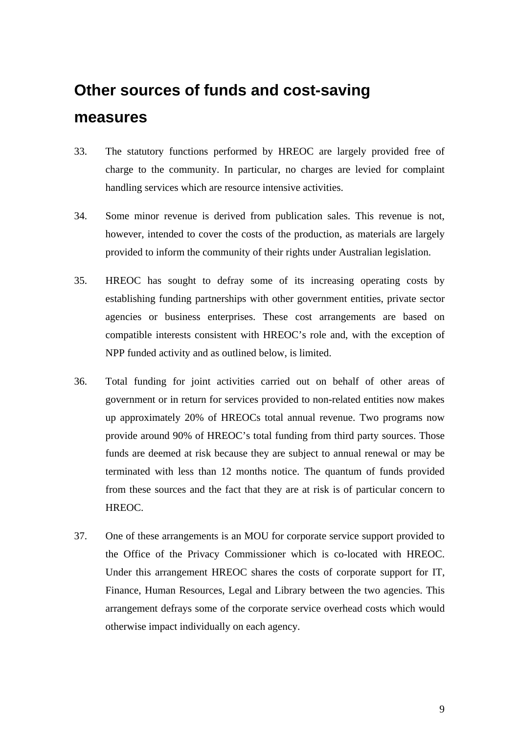## Other sources of funds and cost-saving measures

33. The statutory functions performed by HREOC are largely provided free of charge to the community. In particular, no charges are levied for complaint handling services which are resource intensive activities.

34. Some minor revenue is derived from publication sales. This revenue is not, however, intended to cover the costs of the production, as materials are largely provided to inform the community of their rights under Australian legislation.

35. HREOC has sought to defray some of its increasing operating costs by establishing funding partnerships with other government entities, private sector agencies or business enterprises. These cost arrangements are based on compatible interests consistent with HREOC's role and, with the exception of NPP funded activity and as outlined below, is limited.

36. Total funding for joint activities carried out on behalf of other areas of government or in return for services provided to non-related entities now makes up approximately 20% of HREOCs total annual revenue. Two programs now provide around 90% of HREOC's total funding from third party sources. Those funds are deemed at risk because they are subject to annual renewal or may be terminated with less than 12 months notice. The quantum of funds provided from these sources and the fact that they are at risk is of particular concern to HREOC.

37. One of these arrangements is an MOU for corporate service support provided to the Office of the Privacy Commissioner which is co-located with HREOC. Under this arrangement HREOC shares the costs of corporate support for IT, Finance, Human Resources, Legal and Library between the two agencies. This arrangement defrays some of the corporate service overhead costs which would otherwise impact individually on each agency.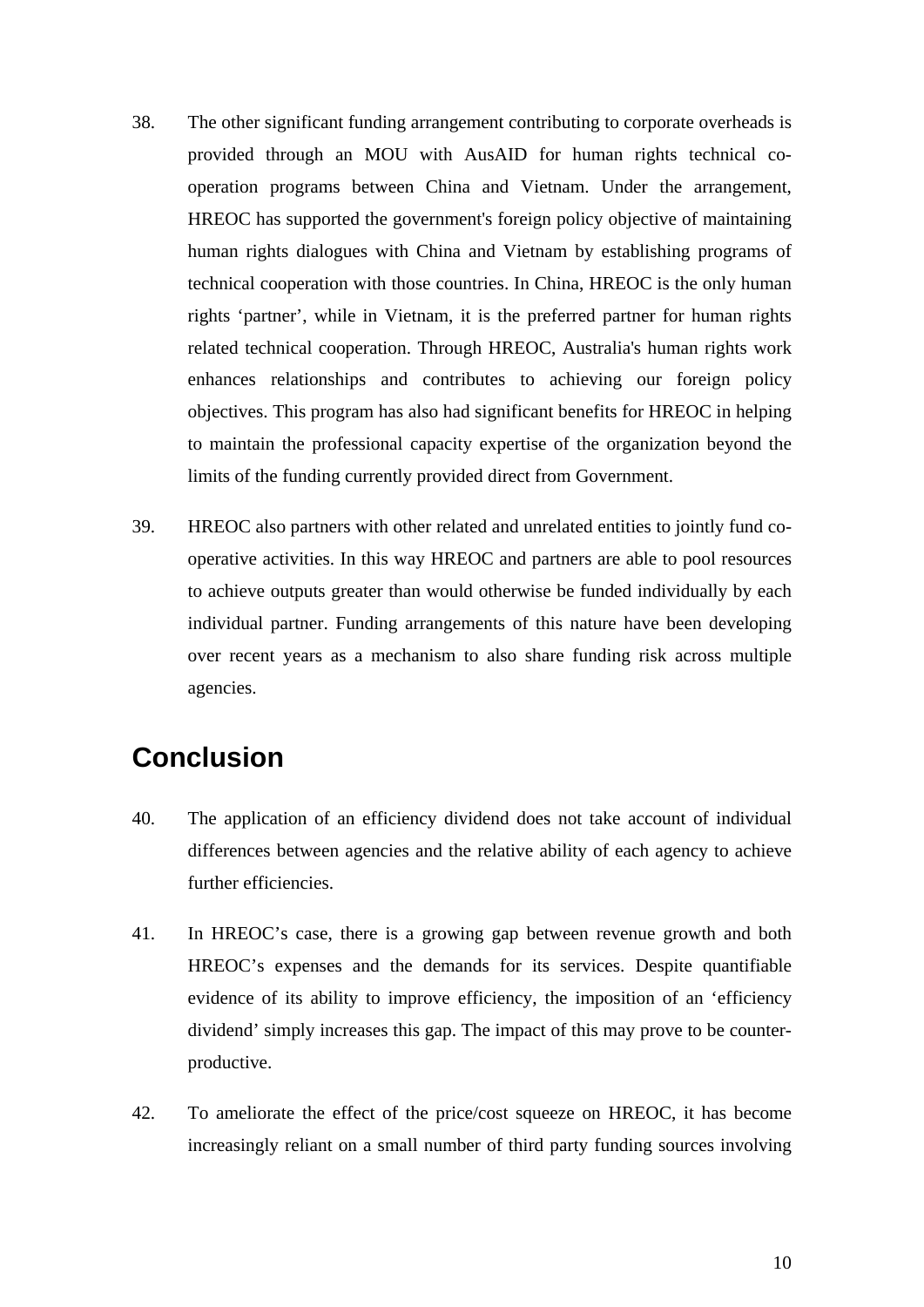38. The other significant funding arrangement contributing to corporate overheads is provided through an MOU with AusAID for human rights technical co-operation programs between China and Vietnam. Under the arrangement, HREOC has supported the government's foreign policy objective of maintaining human rights dialogues with China and Vietnam by establishing programs of technical cooperation with those countries. In China, HREOC is the only human rights 'partner', while in Vietnam, it is the preferred partner for human rights related technical cooperation. Through HREOC, Australia's human rights work enhances relationships and contributes to achieving our foreign policy objectives. This program has also had significant benefits for HREOC in helping to maintain the professional capacity expertise of the organization beyond the limits of the funding currently provided direct from Government.

39. HREOC also partners with other related and unrelated entities to jointly fund co-operative activities. In this way HREOC and partners are able to pool resources to achieve outputs greater than would otherwise be funded individually by each individual partner. Funding arrangements of this nature have been developing over recent years as a mechanism to also share funding risk across multiple agencies.

## Conclusion

40. The application of an efficiency dividend does not take account of individual differences between agencies and the relative ability of each agency to achieve further efficiencies.

41. In HREOC's case, there is a growing gap between revenue growth and both HREOC's expenses and the demands for its services. Despite quantifiable evidence of its ability to improve efficiency, the imposition of an 'efficiency dividend' simply increases this gap. The impact of this may prove to be counter-productive.

42. To ameliorate the effect of the price/cost squeeze on HREOC, it has become increasingly reliant on a small number of third party funding sources involving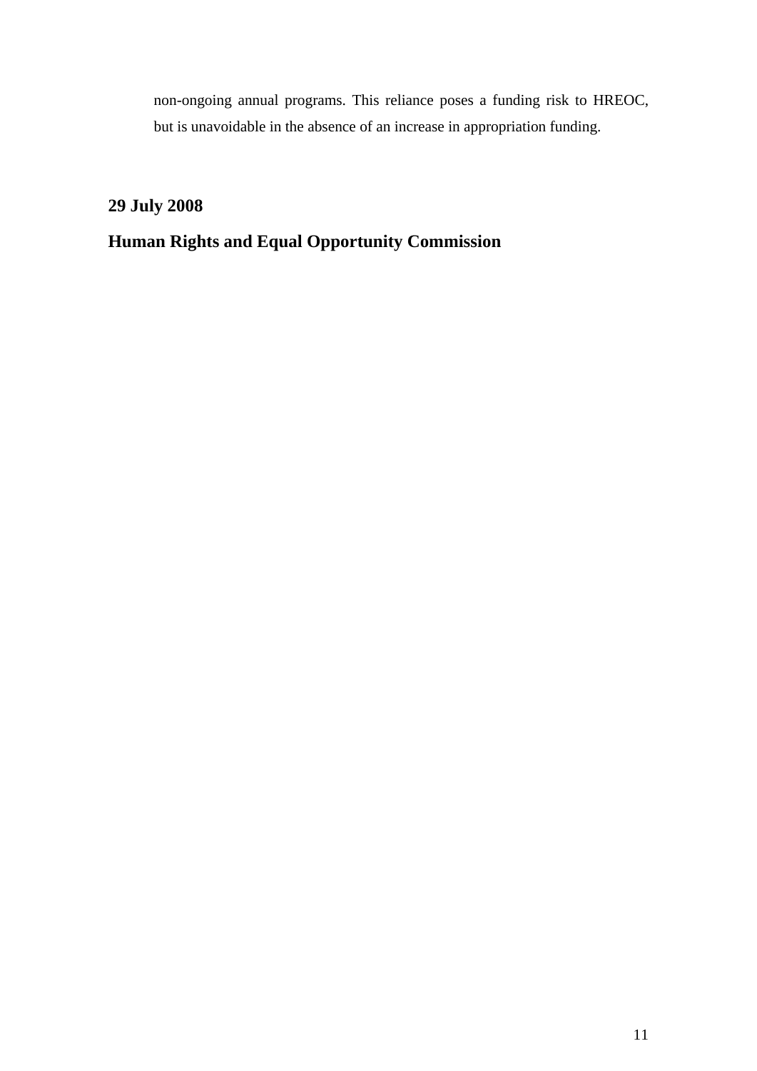non-ongoing annual programs. This reliance poses a funding risk to HREOC, but is unavoidable in the absence of an increase in appropriation funding.

**29 July 2008**

**Human Rights and Equal Opportunity Commission**